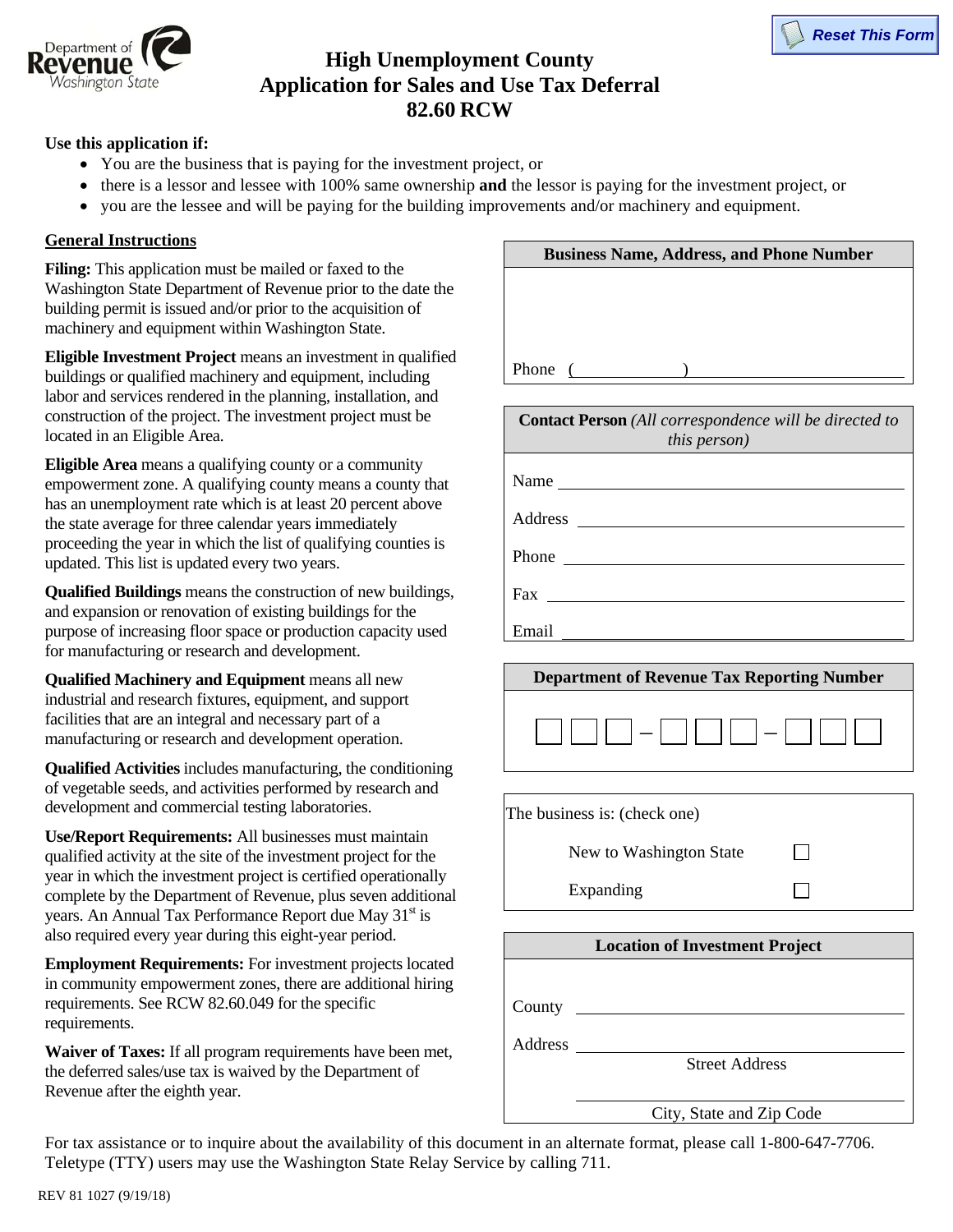# High Unemployment County Application for Sales and Use Tax Deferral 82.60 RCW

**Use this application if:**

- You are the business that is paying for the investment project, or
- there is a lessor and lessee with 100% same ownership **and** the lessor is paying for the investment project, or
- you are the lessee and will be paying for the building improvements and/or machinery and equipment.

## General Instructions

**Filing:** This application must be mailed or faxed to the Washington State Department of Revenue prior to the date the building permit is issued and/or prior to the acquisition of machinery and equipment within Washington State.

**Eligible Investment Project** means an investment in qualified buildings or qualified machinery and equipment, including labor and services rendered in the planning, installation, and construction of the project. The investment project must be located in an Eligible Area.

**Eligible Area** means a qualifying county or a community empowerment zone. A qualifying county means a county that has an unemployment rate which is at least 20 percent above the state average for three calendar years immediately proceeding the year in which the list of qualifying counties is updated. This list is updated every two years.

**Qualified Buildings** means the construction of new buildings, and expansion or renovation of existing buildings for the purpose of increasing floor space or production capacity used for manufacturing or research and development.

**Qualified Machinery and Equipment** means all new industrial and research fixtures, equipment, and support facilities that are an integral and necessary part of a manufacturing or research and development operation.

**Qualified Activities** includes manufacturing, the conditioning of vegetable seeds, and activities performed by research and development and commercial testing laboratories.

**Use/Report Requirements:** All businesses must maintain qualified activity at the site of the investment project for the year in which the investment project is certified operationally complete by the Department of Revenue, plus seven additional years. An Annual Tax Performance Report due May 31st is also required every year during this eight-year period.

**Employment Requirements:** For investment projects located in community empowerment zones, there are additional hiring requirements. See RCW 82.60.049 for the specific requirements.

**Waiver of Taxes:** If all program requirements have been met, the deferred sales/use tax is waived by the Department of Revenue after the eighth year.

| Business Name, Address, and Phone Number |
| --- |
| |
| Phone (            ) ____________________ |

| **Contact Person** *(All correspondence will be directed to this person)* |
| --- |
| Name ____________________ |
| Address ____________________ |
| Phone ____________________ |
| Fax ____________________ |
| Email ____________________ |

| Department of Revenue Tax Reporting Number |
| --- |
| ☐☐☐ – ☐☐☐ – ☐☐☐ |

The business is: (check one)

- New to Washington State ☐
- Expanding ☐

| Location of Investment Project |
| --- |
| County ____________________ |
| Address ____________________ Street Address |
| ____________________ City, State and Zip Code |

For tax assistance or to inquire about the availability of this document in an alternate format, please call 1-800-647-7706. Teletype (TTY) users may use the Washington State Relay Service by calling 711.

REV 81 1027 (9/19/18)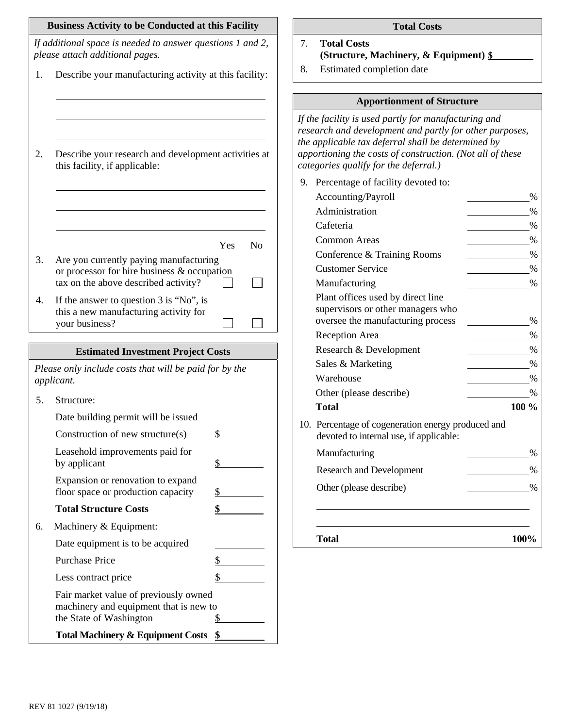## Business Activity to be Conducted at this Facility

*If additional space is needed to answer questions 1 and 2, please attach additional pages.*

1. Describe your manufacturing activity at this facility:

______________________________

______________________________

______________________________

2. Describe your research and development activities at this facility, if applicable:

______________________________

______________________________

______________________________

| | Yes | No |
|---|---|---|
| 3. Are you currently paying manufacturing or processor for hire business & occupation tax on the above described activity? | ☐ | ☐ |
| 4. If the answer to question 3 is "No", is this a new manufacturing activity for your business? | ☐ | ☐ |

## Estimated Investment Project Costs

*Please only include costs that will be paid for by the applicant.*

5. Structure:

| | |
|---|---|
| Date building permit will be issued | ________ |
| Construction of new structure(s) | $________ |
| Leasehold improvements paid for by applicant | $________ |
| Expansion or renovation to expand floor space or production capacity | $________ |
| **Total Structure Costs** | **$________** |

6. Machinery & Equipment:

| | |
|---|---|
| Date equipment is to be acquired | ________ |
| Purchase Price | $________ |
| Less contract price | $________ |
| Fair market value of previously owned machinery and equipment that is new to the State of Washington | $________ |
| **Total Machinery & Equipment Costs** | **$________** |

## Total Costs

7. **Total Costs (Structure, Machinery, & Equipment)** **$________**
8. Estimated completion date ________

## Apportionment of Structure

*If the facility is used partly for manufacturing and research and development and partly for other purposes, the applicable tax deferral shall be determined by apportioning the costs of construction. (Not all of these categories qualify for the deferral.)*

9. Percentage of facility devoted to:

| | |
|---|---|
| Accounting/Payroll | ________% |
| Administration | ________% |
| Cafeteria | ________% |
| Common Areas | ________% |
| Conference & Training Rooms | ________% |
| Customer Service | ________% |
| Manufacturing | ________% |
| Plant offices used by direct line supervisors or other managers who oversee the manufacturing process | ________% |
| Reception Area | ________% |
| Research & Development | ________% |
| Sales & Marketing | ________% |
| Warehouse | ________% |
| Other (please describe) | ________% |
| **Total** | **100 %** |

10. Percentage of cogeneration energy produced and devoted to internal use, if applicable:

| | |
|---|---|
| Manufacturing | ________% |
| Research and Development | ________% |
| Other (please describe) | ________% |

______________________________

______________________________

| | |
|---|---|
| **Total** | **100%** |

REV 81 1027 (9/19/18)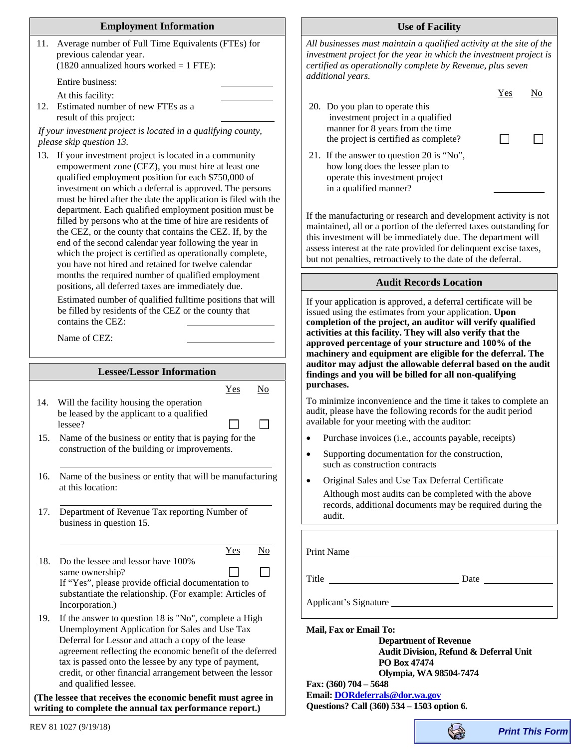## Employment Information

11. Average number of Full Time Equivalents (FTEs) for previous calendar year.
    (1820 annualized hours worked = 1 FTE):

    Entire business: ____________

    At this facility: ____________

12. Estimated number of new FTEs as a result of this project: ____________

*If your investment project is located in a qualifying county, please skip question 13.*

13. If your investment project is located in a community empowerment zone (CEZ), you must hire at least one qualified employment position for each $750,000 of investment on which a deferral is approved. The persons must be hired after the date the application is filed with the department. Each qualified employment position must be filled by persons who at the time of hire are residents of the CEZ, or the county that contains the CEZ. If, by the end of the second calendar year following the year in which the project is certified as operationally complete, you have not hired and retained for twelve calendar months the required number of qualified employment positions, all deferred taxes are immediately due.

    Estimated number of qualified fulltime positions that will be filled by residents of the CEZ or the county that contains the CEZ: ____________

    Name of CEZ: ____________

## Lessee/Lessor Information

| | Yes | No |
|---|---|---|
| 14. Will the facility housing the operation be leased by the applicant to a qualified lessee? | ☐ | ☐ |

15. Name of the business or entity that is paying for the construction of the building or improvements.

    ____________________________

16. Name of the business or entity that will be manufacturing at this location:

    ____________________________

17. Department of Revenue Tax reporting Number of business in question 15.

    ____________________________

| | Yes | No |
|---|---|---|
| 18. Do the lessee and lessor have 100% same ownership? | ☐ | ☐ |

If "Yes", please provide official documentation to substantiate the relationship. (For example: Articles of Incorporation.)

19. If the answer to question 18 is "No", complete a High Unemployment Application for Sales and Use Tax Deferral for Lessor and attach a copy of the lease agreement reflecting the economic benefit of the deferred tax is passed onto the lessee by any type of payment, credit, or other financial arrangement between the lessor and qualified lessee.

**(The lessee that receives the economic benefit must agree in writing to complete the annual tax performance report.)**

## Use of Facility

*All businesses must maintain a qualified activity at the site of the investment project for the year in which the investment project is certified as operationally complete by Revenue, plus seven additional years.*

| | Yes | No |
|---|---|---|
| 20. Do you plan to operate this investment project in a qualified manner for 8 years from the time the project is certified as complete? | ☐ | ☐ |

21. If the answer to question 20 is "No", how long does the lessee plan to operate this investment project in a qualified manner? ____________

If the manufacturing or research and development activity is not maintained, all or a portion of the deferred taxes outstanding for this investment will be immediately due. The department will assess interest at the rate provided for delinquent excise taxes, but not penalties, retroactively to the date of the deferral.

## Audit Records Location

If your application is approved, a deferral certificate will be issued using the estimates from your application. **Upon completion of the project, an auditor will verify qualified activities at this facility. They will also verify that the approved percentage of your structure and 100% of the machinery and equipment are eligible for the deferral. The auditor may adjust the allowable deferral based on the audit findings and you will be billed for all non-qualifying purchases.**

To minimize inconvenience and the time it takes to complete an audit, please have the following records for the audit period available for your meeting with the auditor:

- Purchase invoices (i.e., accounts payable, receipts)
- Supporting documentation for the construction, such as construction contracts
- Original Sales and Use Tax Deferral Certificate

  Although most audits can be completed with the above records, additional documents may be required during the audit.

Print Name ____________________________

Title ____________________ Date ____________

Applicant's Signature ____________________________

**Mail, Fax or Email To:**

**Department of Revenue**
**Audit Division, Refund & Deferral Unit**
**PO Box 47474**
**Olympia, WA 98504-7474**

**Fax: (360) 704 – 5648**
**Email: DORdeferrals@dor.wa.gov**
**Questions? Call (360) 534 – 1503 option 6.**

REV 81 1027 (9/19/18)

Print This Form